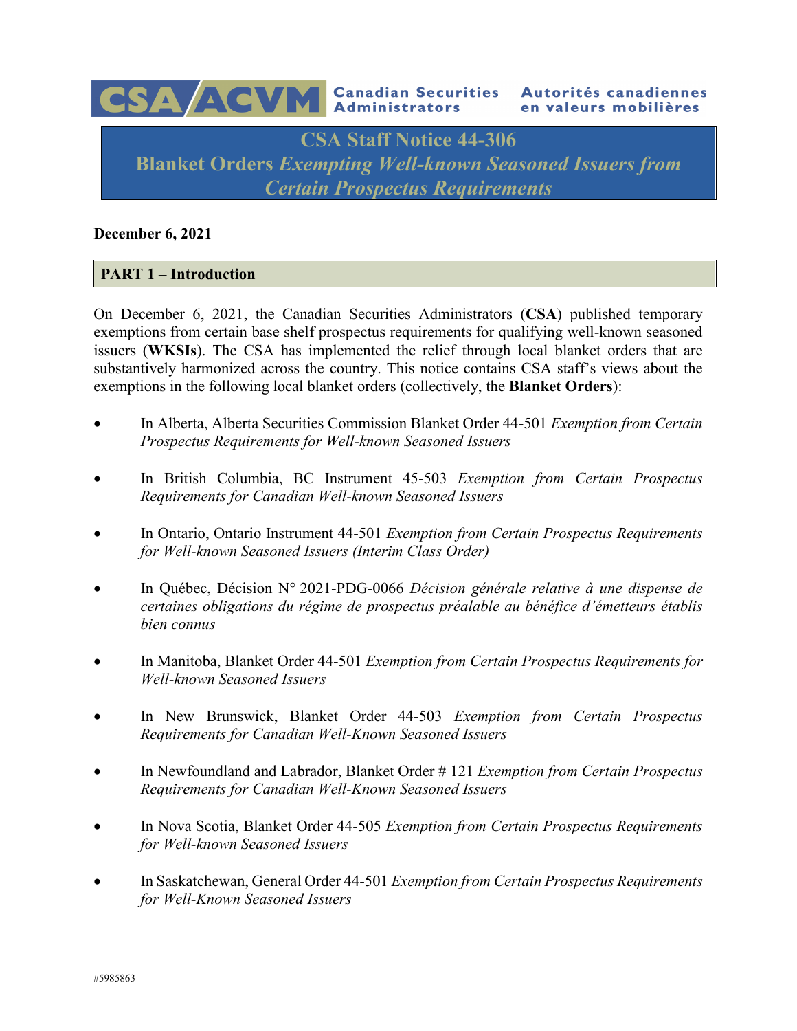CSA/ACVM Canadian Securities Administrators Autorités canadiennes en valeurs mobilières

# CSA Staff Notice 44-306
# Blanket Orders *Exempting Well-known Seasoned Issuers from Certain Prospectus Requirements*

**December 6, 2021**

## PART 1 – Introduction

On December 6, 2021, the Canadian Securities Administrators (**CSA**) published temporary exemptions from certain base shelf prospectus requirements for qualifying well-known seasoned issuers (**WKSIs**). The CSA has implemented the relief through local blanket orders that are substantively harmonized across the country. This notice contains CSA staff's views about the exemptions in the following local blanket orders (collectively, the **Blanket Orders**):

- In Alberta, Alberta Securities Commission Blanket Order 44-501 *Exemption from Certain Prospectus Requirements for Well-known Seasoned Issuers*
- In British Columbia, BC Instrument 45-503 *Exemption from Certain Prospectus Requirements for Canadian Well-known Seasoned Issuers*
- In Ontario, Ontario Instrument 44-501 *Exemption from Certain Prospectus Requirements for Well-known Seasoned Issuers (Interim Class Order)*
- In Québec, Décision N° 2021-PDG-0066 *Décision générale relative à une dispense de certaines obligations du régime de prospectus préalable au bénéfice d'émetteurs établis bien connus*
- In Manitoba, Blanket Order 44-501 *Exemption from Certain Prospectus Requirements for Well-known Seasoned Issuers*
- In New Brunswick, Blanket Order 44-503 *Exemption from Certain Prospectus Requirements for Canadian Well-Known Seasoned Issuers*
- In Newfoundland and Labrador, Blanket Order # 121 *Exemption from Certain Prospectus Requirements for Canadian Well-Known Seasoned Issuers*
- In Nova Scotia, Blanket Order 44-505 *Exemption from Certain Prospectus Requirements for Well-known Seasoned Issuers*
- In Saskatchewan, General Order 44-501 *Exemption from Certain Prospectus Requirements for Well-Known Seasoned Issuers*

#5985863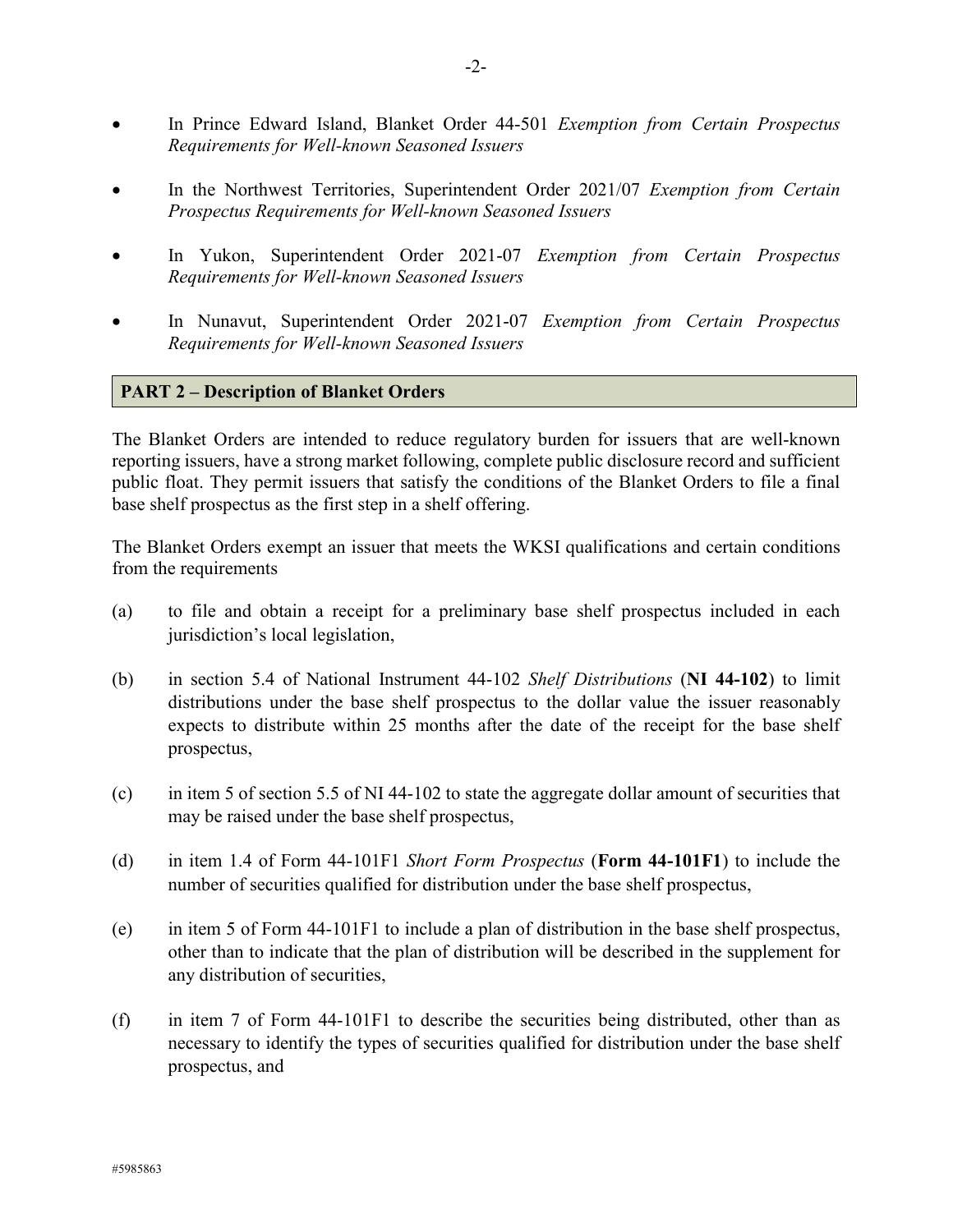- In Prince Edward Island, Blanket Order 44-501 *Exemption from Certain Prospectus Requirements for Well-known Seasoned Issuers*

- In the Northwest Territories, Superintendent Order 2021/07 *Exemption from Certain Prospectus Requirements for Well-known Seasoned Issuers*

- In Yukon, Superintendent Order 2021-07 *Exemption from Certain Prospectus Requirements for Well-known Seasoned Issuers*

- In Nunavut, Superintendent Order 2021-07 *Exemption from Certain Prospectus Requirements for Well-known Seasoned Issuers*

## PART 2 – Description of Blanket Orders

The Blanket Orders are intended to reduce regulatory burden for issuers that are well-known reporting issuers, have a strong market following, complete public disclosure record and sufficient public float. They permit issuers that satisfy the conditions of the Blanket Orders to file a final base shelf prospectus as the first step in a shelf offering.

The Blanket Orders exempt an issuer that meets the WKSI qualifications and certain conditions from the requirements

(a) to file and obtain a receipt for a preliminary base shelf prospectus included in each jurisdiction's local legislation,

(b) in section 5.4 of National Instrument 44-102 *Shelf Distributions* (**NI 44-102**) to limit distributions under the base shelf prospectus to the dollar value the issuer reasonably expects to distribute within 25 months after the date of the receipt for the base shelf prospectus,

(c) in item 5 of section 5.5 of NI 44-102 to state the aggregate dollar amount of securities that may be raised under the base shelf prospectus,

(d) in item 1.4 of Form 44-101F1 *Short Form Prospectus* (**Form 44-101F1**) to include the number of securities qualified for distribution under the base shelf prospectus,

(e) in item 5 of Form 44-101F1 to include a plan of distribution in the base shelf prospectus, other than to indicate that the plan of distribution will be described in the supplement for any distribution of securities,

(f) in item 7 of Form 44-101F1 to describe the securities being distributed, other than as necessary to identify the types of securities qualified for distribution under the base shelf prospectus, and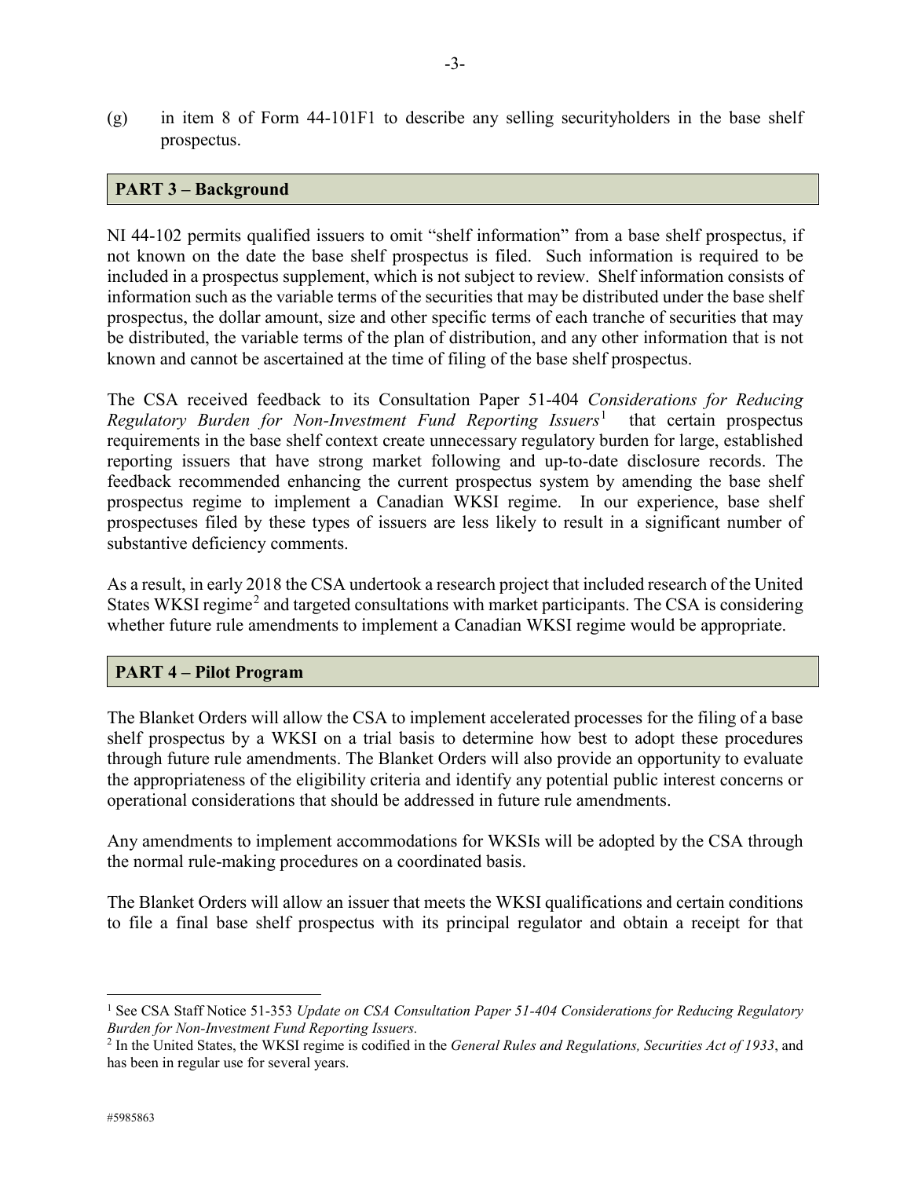(g) in item 8 of Form 44-101F1 to describe any selling securityholders in the base shelf prospectus.

## PART 3 – Background

NI 44-102 permits qualified issuers to omit "shelf information" from a base shelf prospectus, if not known on the date the base shelf prospectus is filed. Such information is required to be included in a prospectus supplement, which is not subject to review. Shelf information consists of information such as the variable terms of the securities that may be distributed under the base shelf prospectus, the dollar amount, size and other specific terms of each tranche of securities that may be distributed, the variable terms of the plan of distribution, and any other information that is not known and cannot be ascertained at the time of filing of the base shelf prospectus.

The CSA received feedback to its Consultation Paper 51-404 *Considerations for Reducing Regulatory Burden for Non-Investment Fund Reporting Issuers*[1] that certain prospectus requirements in the base shelf context create unnecessary regulatory burden for large, established reporting issuers that have strong market following and up-to-date disclosure records. The feedback recommended enhancing the current prospectus system by amending the base shelf prospectus regime to implement a Canadian WKSI regime. In our experience, base shelf prospectuses filed by these types of issuers are less likely to result in a significant number of substantive deficiency comments.

As a result, in early 2018 the CSA undertook a research project that included research of the United States WKSI regime[2] and targeted consultations with market participants. The CSA is considering whether future rule amendments to implement a Canadian WKSI regime would be appropriate.

## PART 4 – Pilot Program

The Blanket Orders will allow the CSA to implement accelerated processes for the filing of a base shelf prospectus by a WKSI on a trial basis to determine how best to adopt these procedures through future rule amendments. The Blanket Orders will also provide an opportunity to evaluate the appropriateness of the eligibility criteria and identify any potential public interest concerns or operational considerations that should be addressed in future rule amendments.

Any amendments to implement accommodations for WKSIs will be adopted by the CSA through the normal rule-making procedures on a coordinated basis.

The Blanket Orders will allow an issuer that meets the WKSI qualifications and certain conditions to file a final base shelf prospectus with its principal regulator and obtain a receipt for that

---

[1] See CSA Staff Notice 51-353 *Update on CSA Consultation Paper 51-404 Considerations for Reducing Regulatory Burden for Non-Investment Fund Reporting Issuers.*

[2] In the United States, the WKSI regime is codified in the *General Rules and Regulations, Securities Act of 1933*, and has been in regular use for several years.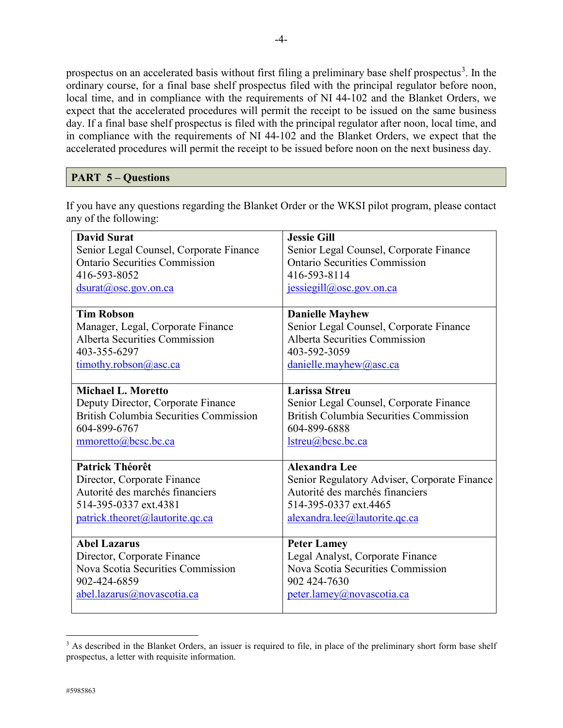prospectus on an accelerated basis without first filing a preliminary base shelf prospectus[3]. In the ordinary course, for a final base shelf prospectus filed with the principal regulator before noon, local time, and in compliance with the requirements of NI 44-102 and the Blanket Orders, we expect that the accelerated procedures will permit the receipt to be issued on the same business day. If a final base shelf prospectus is filed with the principal regulator after noon, local time, and in compliance with the requirements of NI 44-102 and the Blanket Orders, we expect that the accelerated procedures will permit the receipt to be issued before noon on the next business day.

## PART 5 – Questions

If you have any questions regarding the Blanket Order or the WKSI pilot program, please contact any of the following:

| | |
|---|---|
| **David Surat**<br>Senior Legal Counsel, Corporate Finance<br>Ontario Securities Commission<br>416-593-8052<br>dsurat@osc.gov.on.ca | **Jessie Gill**<br>Senior Legal Counsel, Corporate Finance<br>Ontario Securities Commission<br>416-593-8114<br>jessiegill@osc.gov.on.ca |
| **Tim Robson**<br>Manager, Legal, Corporate Finance<br>Alberta Securities Commission<br>403-355-6297<br>timothy.robson@asc.ca | **Danielle Mayhew**<br>Senior Legal Counsel, Corporate Finance<br>Alberta Securities Commission<br>403-592-3059<br>danielle.mayhew@asc.ca |
| **Michael L. Moretto**<br>Deputy Director, Corporate Finance<br>British Columbia Securities Commission<br>604-899-6767<br>mmoretto@bcsc.bc.ca | **Larissa Streu**<br>Senior Legal Counsel, Corporate Finance<br>British Columbia Securities Commission<br>604-899-6888<br>lstreu@bcsc.bc.ca |
| **Patrick Théorêt**<br>Director, Corporate Finance<br>Autorité des marchés financiers<br>514-395-0337 ext.4381<br>patrick.theoret@lautorite.qc.ca | **Alexandra Lee**<br>Senior Regulatory Adviser, Corporate Finance<br>Autorité des marchés financiers<br>514-395-0337 ext.4465<br>alexandra.lee@lautorite.qc.ca |
| **Abel Lazarus**<br>Director, Corporate Finance<br>Nova Scotia Securities Commission<br>902-424-6859<br>abel.lazarus@novascotia.ca | **Peter Lamey**<br>Legal Analyst, Corporate Finance<br>Nova Scotia Securities Commission<br>902 424-7630<br>peter.lamey@novascotia.ca |

[3] As described in the Blanket Orders, an issuer is required to file, in place of the preliminary short form base shelf prospectus, a letter with requisite information.

#5985863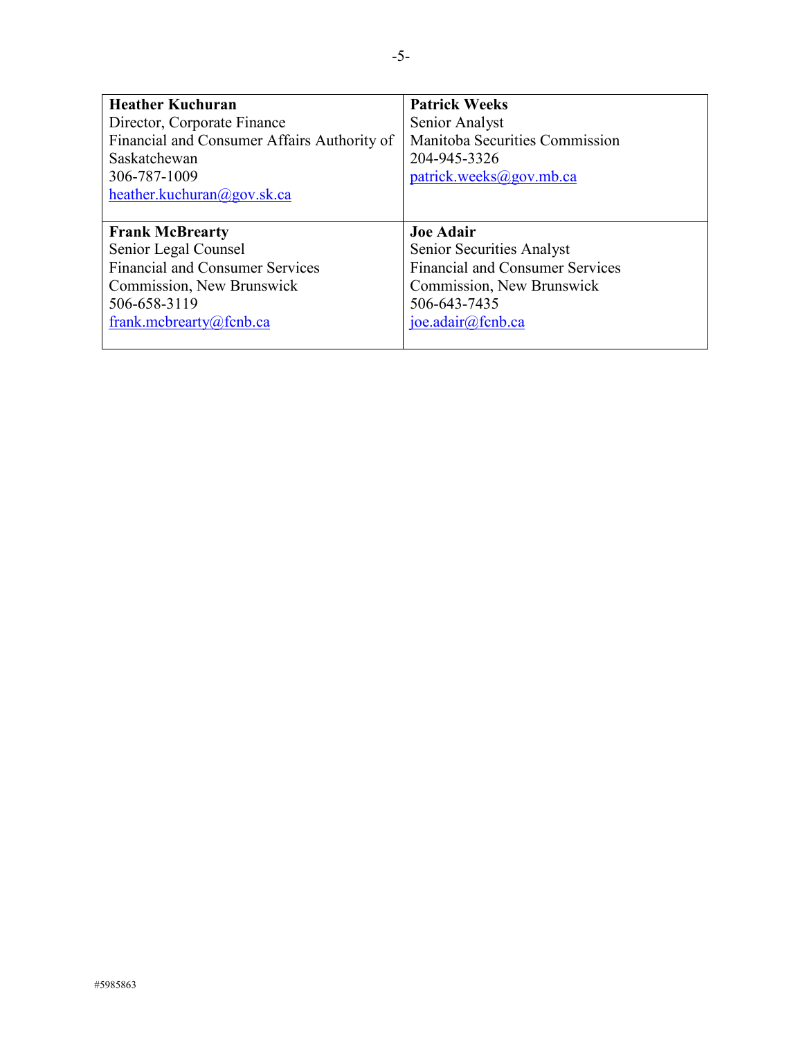| | |
|---|---|
| **Heather Kuchuran**<br>Director, Corporate Finance<br>Financial and Consumer Affairs Authority of Saskatchewan<br>306-787-1009<br>heather.kuchuran@gov.sk.ca | **Patrick Weeks**<br>Senior Analyst<br>Manitoba Securities Commission<br>204-945-3326<br>patrick.weeks@gov.mb.ca |
| **Frank McBrearty**<br>Senior Legal Counsel<br>Financial and Consumer Services Commission, New Brunswick<br>506-658-3119<br>frank.mcbrearty@fcnb.ca | **Joe Adair**<br>Senior Securities Analyst<br>Financial and Consumer Services Commission, New Brunswick<br>506-643-7435<br>joe.adair@fcnb.ca |

#5985863